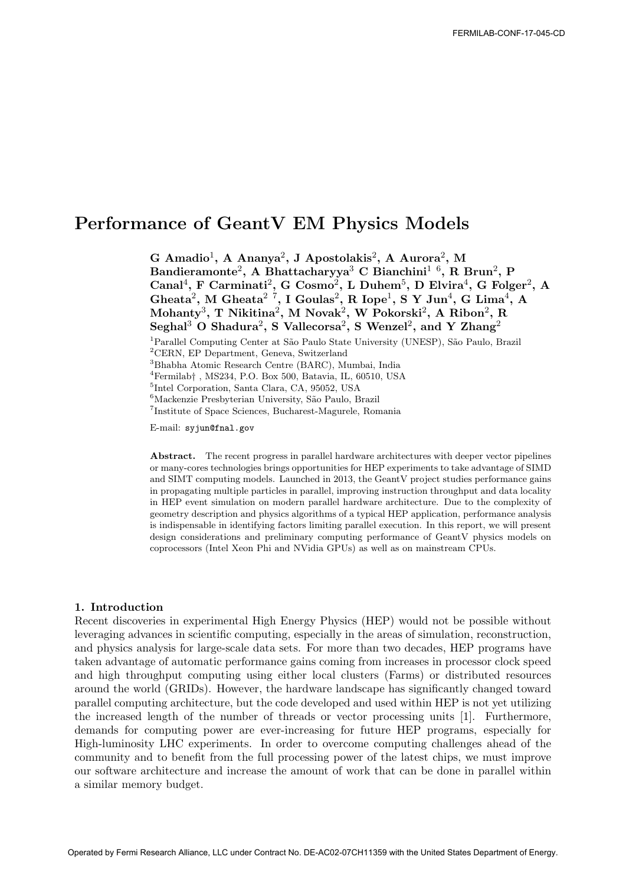FERMILAB-CONF-17-045-CD

# Performance of GeantV EM Physics Models

**G Amadio[1], A Ananya[2], J Apostolakis[2], A Aurora[2], M Bandieramonte[2], A Bhattacharyya[3] C Bianchini[1 6], R Brun[2], P Canal[4], F Carminati[2], G Cosmo[2], L Duhem[5], D Elvira[4], G Folger[2], A Gheata[2], M Gheata[2 7], I Goulas[2], R Iope[1], S Y Jun[4], G Lima[4], A Mohanty[3], T Nikitina[2], M Novak[2], W Pokorski[2], A Ribon[2], R Seghal[3] O Shadura[2], S Vallecorsa[2], S Wenzel[2], and Y Zhang[2]**

[1]Parallel Computing Center at São Paulo State University (UNESP), São Paulo, Brazil
[2]CERN, EP Department, Geneva, Switzerland
[3]Bhabha Atomic Research Centre (BARC), Mumbai, India
[4]Fermilab† , MS234, P.O. Box 500, Batavia, IL, 60510, USA
[5]Intel Corporation, Santa Clara, CA, 95052, USA
[6]Mackenzie Presbyterian University, São Paulo, Brazil
[7]Institute of Space Sciences, Bucharest-Magurele, Romania

E-mail: syjun@fnal.gov

**Abstract.** The recent progress in parallel hardware architectures with deeper vector pipelines or many-cores technologies brings opportunities for HEP experiments to take advantage of SIMD and SIMT computing models. Launched in 2013, the GeantV project studies performance gains in propagating multiple particles in parallel, improving instruction throughput and data locality in HEP event simulation on modern parallel hardware architecture. Due to the complexity of geometry description and physics algorithms of a typical HEP application, performance analysis is indispensable in identifying factors limiting parallel execution. In this report, we will present design considerations and preliminary computing performance of GeantV physics models on coprocessors (Intel Xeon Phi and NVidia GPUs) as well as on mainstream CPUs.

## 1. Introduction

Recent discoveries in experimental High Energy Physics (HEP) would not be possible without leveraging advances in scientific computing, especially in the areas of simulation, reconstruction, and physics analysis for large-scale data sets. For more than two decades, HEP programs have taken advantage of automatic performance gains coming from increases in processor clock speed and high throughput computing using either local clusters (Farms) or distributed resources around the world (GRIDs). However, the hardware landscape has significantly changed toward parallel computing architecture, but the code developed and used within HEP is not yet utilizing the increased length of the number of threads or vector processing units [1]. Furthermore, demands for computing power are ever-increasing for future HEP programs, especially for High-luminosity LHC experiments. In order to overcome computing challenges ahead of the community and to benefit from the full processing power of the latest chips, we must improve our software architecture and increase the amount of work that can be done in parallel within a similar memory budget.

Operated by Fermi Research Alliance, LLC under Contract No. DE-AC02-07CH11359 with the United States Department of Energy.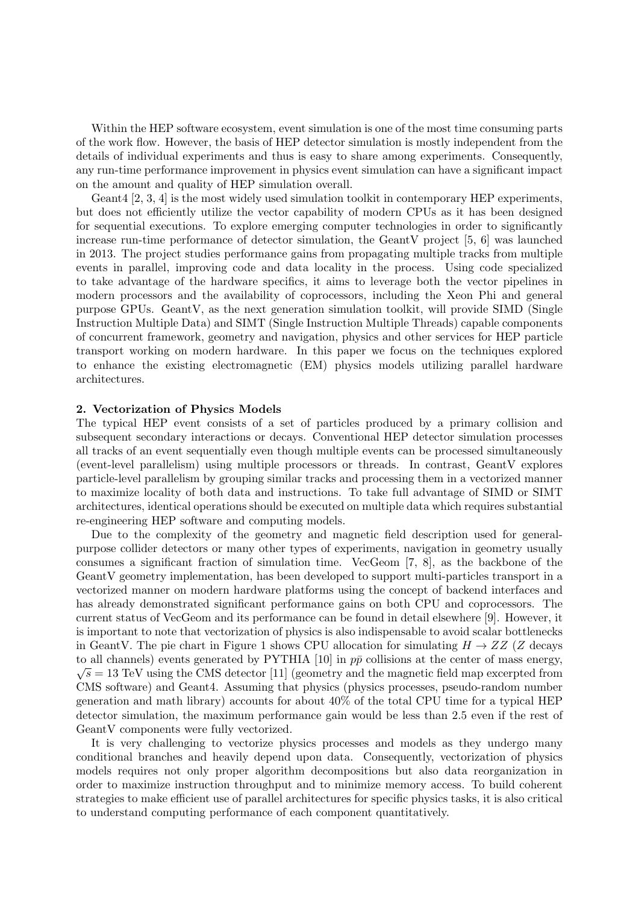Within the HEP software ecosystem, event simulation is one of the most time consuming parts of the work flow. However, the basis of HEP detector simulation is mostly independent from the details of individual experiments and thus is easy to share among experiments. Consequently, any run-time performance improvement in physics event simulation can have a significant impact on the amount and quality of HEP simulation overall.

Geant4 [2, 3, 4] is the most widely used simulation toolkit in contemporary HEP experiments, but does not efficiently utilize the vector capability of modern CPUs as it has been designed for sequential executions. To explore emerging computer technologies in order to significantly increase run-time performance of detector simulation, the GeantV project [5, 6] was launched in 2013. The project studies performance gains from propagating multiple tracks from multiple events in parallel, improving code and data locality in the process. Using code specialized to take advantage of the hardware specifics, it aims to leverage both the vector pipelines in modern processors and the availability of coprocessors, including the Xeon Phi and general purpose GPUs. GeantV, as the next generation simulation toolkit, will provide SIMD (Single Instruction Multiple Data) and SIMT (Single Instruction Multiple Threads) capable components of concurrent framework, geometry and navigation, physics and other services for HEP particle transport working on modern hardware. In this paper we focus on the techniques explored to enhance the existing electromagnetic (EM) physics models utilizing parallel hardware architectures.

## 2. Vectorization of Physics Models

The typical HEP event consists of a set of particles produced by a primary collision and subsequent secondary interactions or decays. Conventional HEP detector simulation processes all tracks of an event sequentially even though multiple events can be processed simultaneously (event-level parallelism) using multiple processors or threads. In contrast, GeantV explores particle-level parallelism by grouping similar tracks and processing them in a vectorized manner to maximize locality of both data and instructions. To take full advantage of SIMD or SIMT architectures, identical operations should be executed on multiple data which requires substantial re-engineering HEP software and computing models.

Due to the complexity of the geometry and magnetic field description used for general-purpose collider detectors or many other types of experiments, navigation in geometry usually consumes a significant fraction of simulation time. VecGeom [7, 8], as the backbone of the GeantV geometry implementation, has been developed to support multi-particles transport in a vectorized manner on modern hardware platforms using the concept of backend interfaces and has already demonstrated significant performance gains on both CPU and coprocessors. The current status of VecGeom and its performance can be found in detail elsewhere [9]. However, it is important to note that vectorization of physics is also indispensable to avoid scalar bottlenecks in GeantV. The pie chart in Figure 1 shows CPU allocation for simulating $H \rightarrow ZZ$ ($Z$ decays to all channels) events generated by PYTHIA [10] in $p\bar{p}$ collisions at the center of mass energy, $\sqrt{s} = 13$ TeV using the CMS detector [11] (geometry and the magnetic field map excerpted from CMS software) and Geant4. Assuming that physics (physics processes, pseudo-random number generation and math library) accounts for about 40% of the total CPU time for a typical HEP detector simulation, the maximum performance gain would be less than 2.5 even if the rest of GeantV components were fully vectorized.

It is very challenging to vectorize physics processes and models as they undergo many conditional branches and heavily depend upon data. Consequently, vectorization of physics models requires not only proper algorithm decompositions but also data reorganization in order to maximize instruction throughput and to minimize memory access. To build coherent strategies to make efficient use of parallel architectures for specific physics tasks, it is also critical to understand computing performance of each component quantitatively.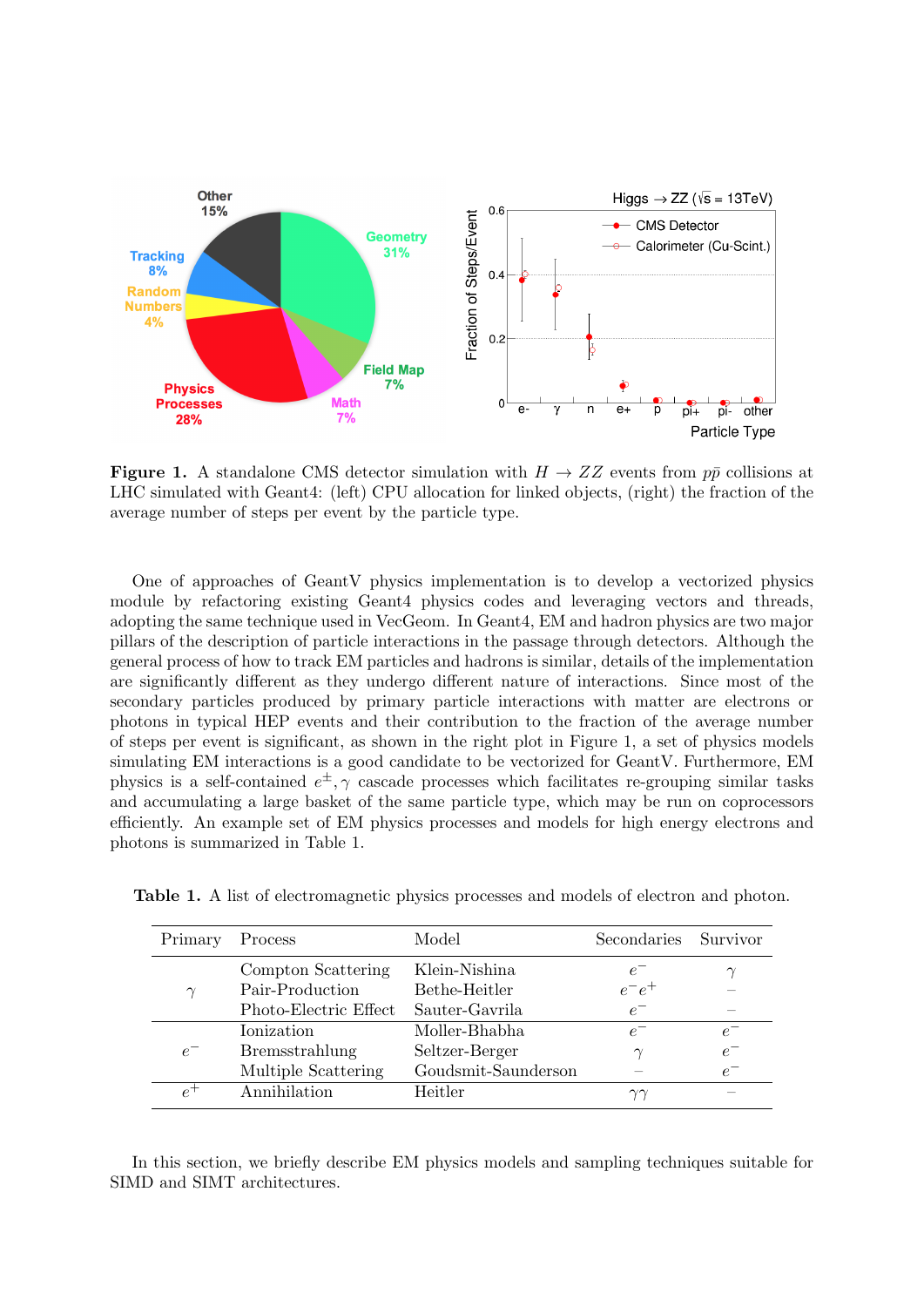**Figure 1.** A standalone CMS detector simulation with $H \rightarrow ZZ$ events from $p\bar{p}$ collisions at LHC simulated with Geant4: (left) CPU allocation for linked objects, (right) the fraction of the average number of steps per event by the particle type.

One of approaches of GeantV physics implementation is to develop a vectorized physics module by refactoring existing Geant4 physics codes and leveraging vectors and threads, adopting the same technique used in VecGeom. In Geant4, EM and hadron physics are two major pillars of the description of particle interactions in the passage through detectors. Although the general process of how to track EM particles and hadrons is similar, details of the implementation are significantly different as they undergo different nature of interactions. Since most of the secondary particles produced by primary particle interactions with matter are electrons or photons in typical HEP events and their contribution to the fraction of the average number of steps per event is significant, as shown in the right plot in Figure 1, a set of physics models simulating EM interactions is a good candidate to be vectorized for GeantV. Furthermore, EM physics is a self-contained $e^{\pm}, \gamma$ cascade processes which facilitates re-grouping similar tasks and accumulating a large basket of the same particle type, which may be run on coprocessors efficiently. An example set of EM physics processes and models for high energy electrons and photons is summarized in Table 1.

**Table 1.** A list of electromagnetic physics processes and models of electron and photon.

| Primary | Process | Model | Secondaries | Survivor |
|---|---|---|---|---|
| $\gamma$ | Compton Scattering | Klein-Nishina | $e^-$ | $\gamma$ |
| | Pair-Production | Bethe-Heitler | $e^-e^+$ | – |
| | Photo-Electric Effect | Sauter-Gavrila | $e^-$ | – |
| $e^-$ | Ionization | Moller-Bhabha | $e^-$ | $e^-$ |
| | Bremsstrahlung | Seltzer-Berger | $\gamma$ | $e^-$ |
| | Multiple Scattering | Goudsmit-Saunderson | – | $e^-$ |
| $e^+$ | Annihilation | Heitler | $\gamma\gamma$ | – |

In this section, we briefly describe EM physics models and sampling techniques suitable for SIMD and SIMT architectures.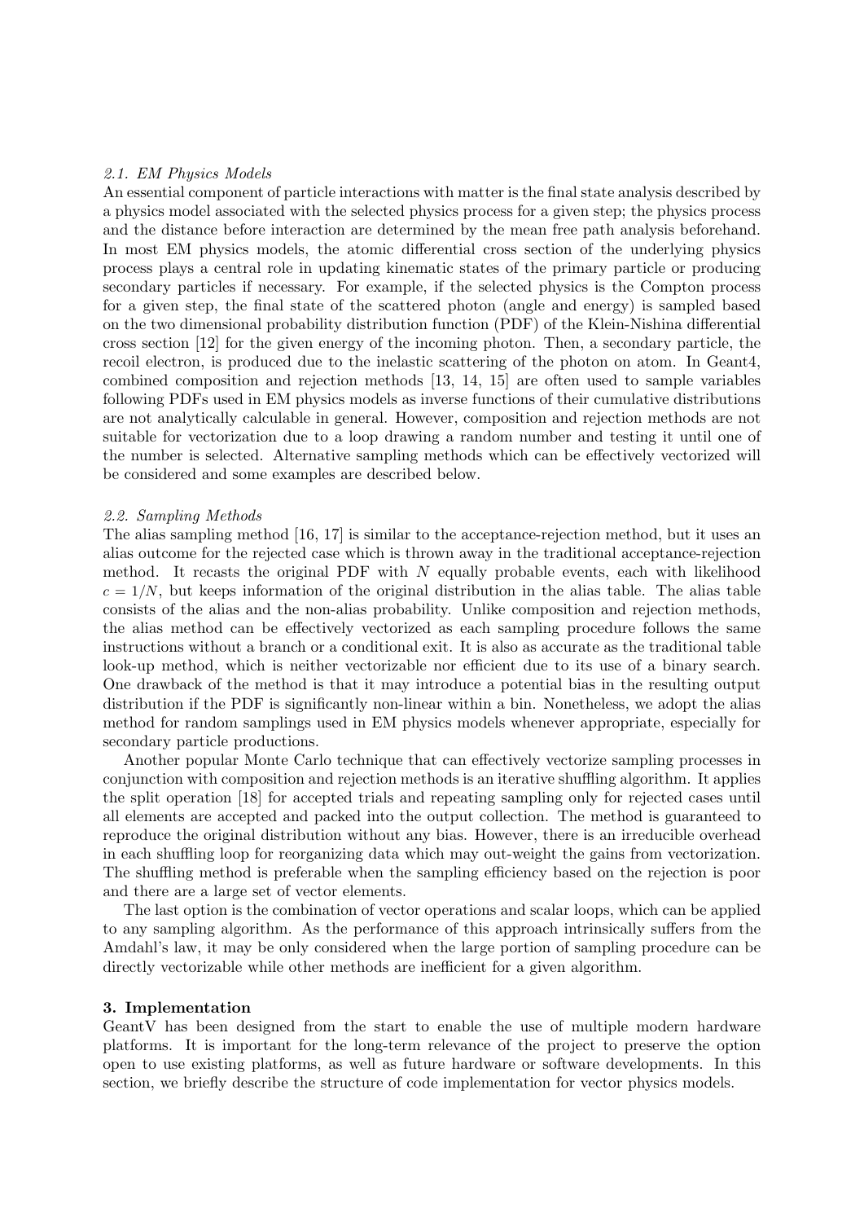### *2.1. EM Physics Models*

An essential component of particle interactions with matter is the final state analysis described by a physics model associated with the selected physics process for a given step; the physics process and the distance before interaction are determined by the mean free path analysis beforehand. In most EM physics models, the atomic differential cross section of the underlying physics process plays a central role in updating kinematic states of the primary particle or producing secondary particles if necessary. For example, if the selected physics is the Compton process for a given step, the final state of the scattered photon (angle and energy) is sampled based on the two dimensional probability distribution function (PDF) of the Klein-Nishina differential cross section [12] for the given energy of the incoming photon. Then, a secondary particle, the recoil electron, is produced due to the inelastic scattering of the photon on atom. In Geant4, combined composition and rejection methods [13, 14, 15] are often used to sample variables following PDFs used in EM physics models as inverse functions of their cumulative distributions are not analytically calculable in general. However, composition and rejection methods are not suitable for vectorization due to a loop drawing a random number and testing it until one of the number is selected. Alternative sampling methods which can be effectively vectorized will be considered and some examples are described below.

### *2.2. Sampling Methods*

The alias sampling method [16, 17] is similar to the acceptance-rejection method, but it uses an alias outcome for the rejected case which is thrown away in the traditional acceptance-rejection method. It recasts the original PDF with $N$ equally probable events, each with likelihood $c = 1/N$, but keeps information of the original distribution in the alias table. The alias table consists of the alias and the non-alias probability. Unlike composition and rejection methods, the alias method can be effectively vectorized as each sampling procedure follows the same instructions without a branch or a conditional exit. It is also as accurate as the traditional table look-up method, which is neither vectorizable nor efficient due to its use of a binary search. One drawback of the method is that it may introduce a potential bias in the resulting output distribution if the PDF is significantly non-linear within a bin. Nonetheless, we adopt the alias method for random samplings used in EM physics models whenever appropriate, especially for secondary particle productions.

Another popular Monte Carlo technique that can effectively vectorize sampling processes in conjunction with composition and rejection methods is an iterative shuffling algorithm. It applies the split operation [18] for accepted trials and repeating sampling only for rejected cases until all elements are accepted and packed into the output collection. The method is guaranteed to reproduce the original distribution without any bias. However, there is an irreducible overhead in each shuffling loop for reorganizing data which may out-weight the gains from vectorization. The shuffling method is preferable when the sampling efficiency based on the rejection is poor and there are a large set of vector elements.

The last option is the combination of vector operations and scalar loops, which can be applied to any sampling algorithm. As the performance of this approach intrinsically suffers from the Amdahl's law, it may be only considered when the large portion of sampling procedure can be directly vectorizable while other methods are inefficient for a given algorithm.

## 3. Implementation

GeantV has been designed from the start to enable the use of multiple modern hardware platforms. It is important for the long-term relevance of the project to preserve the option open to use existing platforms, as well as future hardware or software developments. In this section, we briefly describe the structure of code implementation for vector physics models.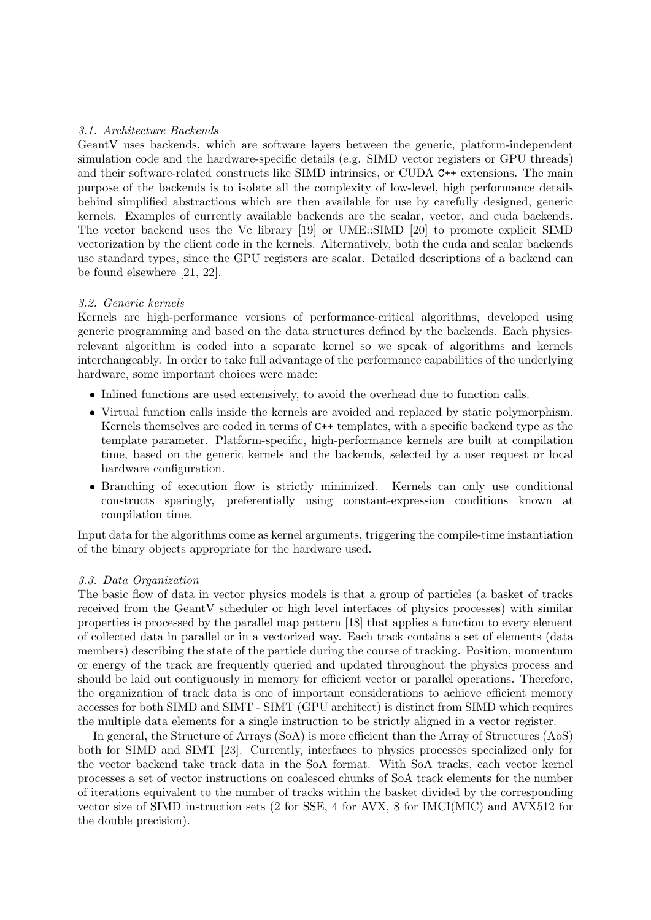### 3.1. Architecture Backends

GeantV uses backends, which are software layers between the generic, platform-independent simulation code and the hardware-specific details (e.g. SIMD vector registers or GPU threads) and their software-related constructs like SIMD intrinsics, or CUDA C++ extensions. The main purpose of the backends is to isolate all the complexity of low-level, high performance details behind simplified abstractions which are then available for use by carefully designed, generic kernels. Examples of currently available backends are the scalar, vector, and cuda backends. The vector backend uses the Vc library [19] or UME::SIMD [20] to promote explicit SIMD vectorization by the client code in the kernels. Alternatively, both the cuda and scalar backends use standard types, since the GPU registers are scalar. Detailed descriptions of a backend can be found elsewhere [21, 22].

### 3.2. Generic kernels

Kernels are high-performance versions of performance-critical algorithms, developed using generic programming and based on the data structures defined by the backends. Each physics-relevant algorithm is coded into a separate kernel so we speak of algorithms and kernels interchangeably. In order to take full advantage of the performance capabilities of the underlying hardware, some important choices were made:

- Inlined functions are used extensively, to avoid the overhead due to function calls.
- Virtual function calls inside the kernels are avoided and replaced by static polymorphism. Kernels themselves are coded in terms of C++ templates, with a specific backend type as the template parameter. Platform-specific, high-performance kernels are built at compilation time, based on the generic kernels and the backends, selected by a user request or local hardware configuration.
- Branching of execution flow is strictly minimized. Kernels can only use conditional constructs sparingly, preferentially using constant-expression conditions known at compilation time.

Input data for the algorithms come as kernel arguments, triggering the compile-time instantiation of the binary objects appropriate for the hardware used.

### 3.3. Data Organization

The basic flow of data in vector physics models is that a group of particles (a basket of tracks received from the GeantV scheduler or high level interfaces of physics processes) with similar properties is processed by the parallel map pattern [18] that applies a function to every element of collected data in parallel or in a vectorized way. Each track contains a set of elements (data members) describing the state of the particle during the course of tracking. Position, momentum or energy of the track are frequently queried and updated throughout the physics process and should be laid out contiguously in memory for efficient vector or parallel operations. Therefore, the organization of track data is one of important considerations to achieve efficient memory accesses for both SIMD and SIMT - SIMT (GPU architect) is distinct from SIMD which requires the multiple data elements for a single instruction to be strictly aligned in a vector register.

In general, the Structure of Arrays (SoA) is more efficient than the Array of Structures (AoS) both for SIMD and SIMT [23]. Currently, interfaces to physics processes specialized only for the vector backend take track data in the SoA format. With SoA tracks, each vector kernel processes a set of vector instructions on coalesced chunks of SoA track elements for the number of iterations equivalent to the number of tracks within the basket divided by the corresponding vector size of SIMD instruction sets (2 for SSE, 4 for AVX, 8 for IMCI(MIC) and AVX512 for the double precision).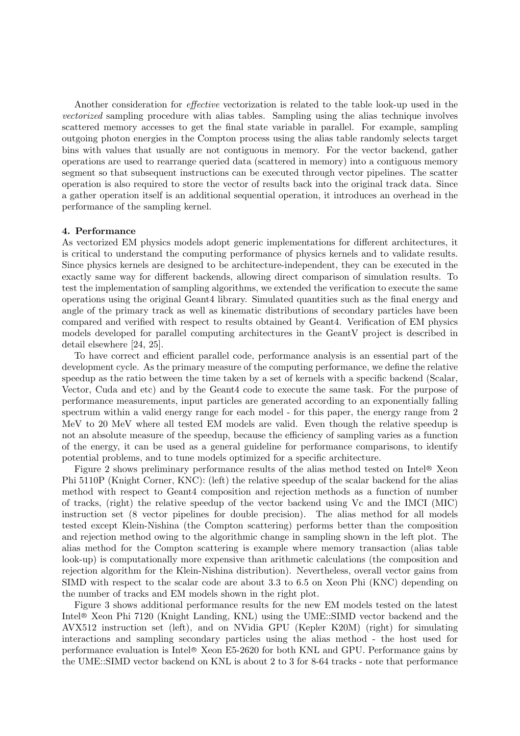Another consideration for *effective* vectorization is related to the table look-up used in the *vectorized* sampling procedure with alias tables. Sampling using the alias technique involves scattered memory accesses to get the final state variable in parallel. For example, sampling outgoing photon energies in the Compton process using the alias table randomly selects target bins with values that usually are not contiguous in memory. For the vector backend, gather operations are used to rearrange queried data (scattered in memory) into a contiguous memory segment so that subsequent instructions can be executed through vector pipelines. The scatter operation is also required to store the vector of results back into the original track data. Since a gather operation itself is an additional sequential operation, it introduces an overhead in the performance of the sampling kernel.

**4. Performance**

As vectorized EM physics models adopt generic implementations for different architectures, it is critical to understand the computing performance of physics kernels and to validate results. Since physics kernels are designed to be architecture-independent, they can be executed in the exactly same way for different backends, allowing direct comparison of simulation results. To test the implementation of sampling algorithms, we extended the verification to execute the same operations using the original Geant4 library. Simulated quantities such as the final energy and angle of the primary track as well as kinematic distributions of secondary particles have been compared and verified with respect to results obtained by Geant4. Verification of EM physics models developed for parallel computing architectures in the GeantV project is described in detail elsewhere [24, 25].

To have correct and efficient parallel code, performance analysis is an essential part of the development cycle. As the primary measure of the computing performance, we define the relative speedup as the ratio between the time taken by a set of kernels with a specific backend (Scalar, Vector, Cuda and etc) and by the Geant4 code to execute the same task. For the purpose of performance measurements, input particles are generated according to an exponentially falling spectrum within a valid energy range for each model - for this paper, the energy range from 2 MeV to 20 MeV where all tested EM models are valid. Even though the relative speedup is not an absolute measure of the speedup, because the efficiency of sampling varies as a function of the energy, it can be used as a general guideline for performance comparisons, to identify potential problems, and to tune models optimized for a specific architecture.

Figure 2 shows preliminary performance results of the alias method tested on Intel® Xeon Phi 5110P (Knight Corner, KNC): (left) the relative speedup of the scalar backend for the alias method with respect to Geant4 composition and rejection methods as a function of number of tracks, (right) the relative speedup of the vector backend using Vc and the IMCI (MIC) instruction set (8 vector pipelines for double precision). The alias method for all models tested except Klein-Nishina (the Compton scattering) performs better than the composition and rejection method owing to the algorithmic change in sampling shown in the left plot. The alias method for the Compton scattering is example where memory transaction (alias table look-up) is computationally more expensive than arithmetic calculations (the composition and rejection algorithm for the Klein-Nishina distribution). Nevertheless, overall vector gains from SIMD with respect to the scalar code are about 3.3 to 6.5 on Xeon Phi (KNC) depending on the number of tracks and EM models shown in the right plot.

Figure 3 shows additional performance results for the new EM models tested on the latest Intel® Xeon Phi 7120 (Knight Landing, KNL) using the UME::SIMD vector backend and the AVX512 instruction set (left), and on NVidia GPU (Kepler K20M) (right) for simulating interactions and sampling secondary particles using the alias method - the host used for performance evaluation is Intel® Xeon E5-2620 for both KNL and GPU. Performance gains by the UME::SIMD vector backend on KNL is about 2 to 3 for 8-64 tracks - note that performance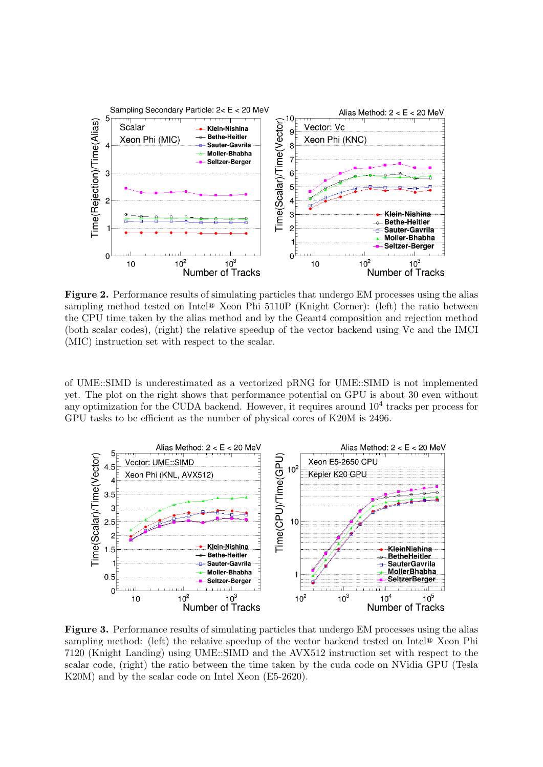**Figure 2.** Performance results of simulating particles that undergo EM processes using the alias sampling method tested on Intel® Xeon Phi 5110P (Knight Corner): (left) the ratio between the CPU time taken by the alias method and by the Geant4 composition and rejection method (both scalar codes), (right) the relative speedup of the vector backend using Vc and the IMCI (MIC) instruction set with respect to the scalar.

of UME::SIMD is underestimated as a vectorized pRNG for UME::SIMD is not implemented yet. The plot on the right shows that performance potential on GPU is about 30 even without any optimization for the CUDA backend. However, it requires around $10^4$ tracks per process for GPU tasks to be efficient as the number of physical cores of K20M is 2496.

**Figure 3.** Performance results of simulating particles that undergo EM processes using the alias sampling method: (left) the relative speedup of the vector backend tested on Intel® Xeon Phi 7120 (Knight Landing) using UME::SIMD and the AVX512 instruction set with respect to the scalar code, (right) the ratio between the time taken by the cuda code on NVidia GPU (Tesla K20M) and by the scalar code on Intel Xeon (E5-2620).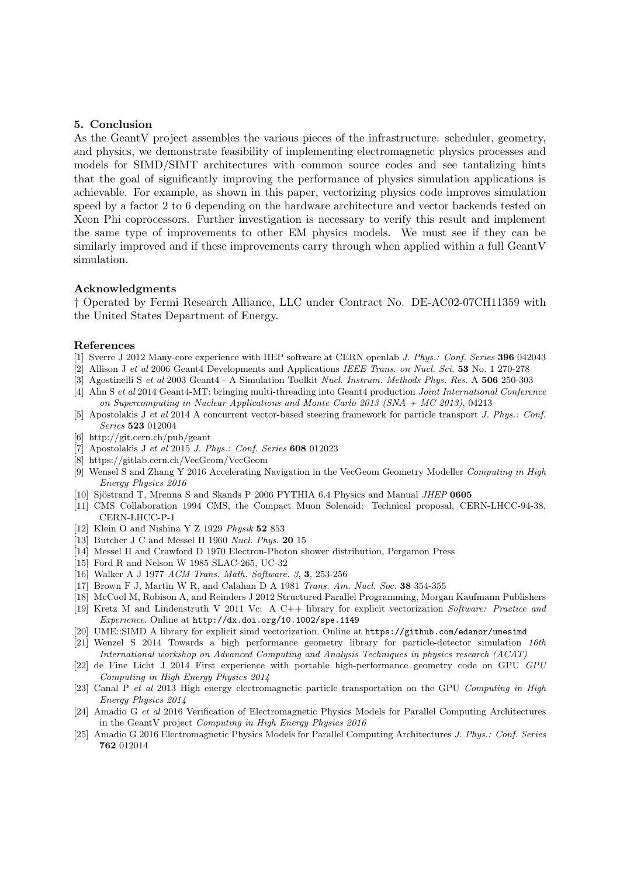## 5. Conclusion

As the GeantV project assembles the various pieces of the infrastructure: scheduler, geometry, and physics, we demonstrate feasibility of implementing electromagnetic physics processes and models for SIMD/SIMT architectures with common source codes and see tantalizing hints that the goal of significantly improving the performance of physics simulation applications is achievable. For example, as shown in this paper, vectorizing physics code improves simulation speed by a factor 2 to 6 depending on the hardware architecture and vector backends tested on Xeon Phi coprocessors. Further investigation is necessary to verify this result and implement the same type of improvements to other EM physics models. We must see if they can be similarly improved and if these improvements carry through when applied within a full GeantV simulation.

## Acknowledgments

† Operated by Fermi Research Alliance, LLC under Contract No. DE-AC02-07CH11359 with the United States Department of Energy.

## References

[1] Sverre J 2012 Many-core experience with HEP software at CERN openlab *J. Phys.: Conf. Series* **396** 042043

[2] Allison J *et al* 2006 Geant4 Developments and Applications *IEEE Trans. on Nucl. Sci.* **53** No. 1 270-278

[3] Agostinelli S *et al* 2003 Geant4 - A Simulation Toolkit *Nucl. Instrum. Methods Phys. Res.* A **506** 250-303

[4] Ahn S *et al* 2014 Geant4-MT: bringing multi-threading into Geant4 production *Joint International Conference on Supercomputing in Nuclear Applications and Monte Carlo 2013 (SNA + MC 2013)*, 04213

[5] Apostolakis J *et al* 2014 A concurrent vector-based steering framework for particle transport *J. Phys.: Conf. Series* **523** 012004

[6] http://git.cern.ch/pub/geant

[7] Apostolakis J *et al* 2015 *J. Phys.: Conf. Series* **608** 012023

[8] https://gitlab.cern.ch/VecGeom/VecGeom

[9] Wensel S and Zhang Y 2016 Accelerating Navigation in the VecGeom Geometry Modeller *Computing in High Energy Physics 2016*

[10] Sjöstrand T, Mrenna S and Skands P 2006 PYTHIA 6.4 Physics and Manual *JHEP* **0605**

[11] CMS Collaboration 1994 CMS, the Compact Muon Solenoid: Technical proposal, CERN-LHCC-94-38, CERN-LHCC-P-1

[12] Klein O and Nishina Y Z 1929 *Physik* **52** 853

[13] Butcher J C and Messel H 1960 *Nucl. Phys.* **20** 15

[14] Messel H and Crawford D 1970 Electron-Photon shower distribution, Pergamon Press

[15] Ford R and Nelson W 1985 SLAC-265, UC-32

[16] Walker A J 1977 *ACM Trans. Math. Software. 3*, **3**, 253-256

[17] Brown F J, Martin W R, and Calahan D A 1981 *Trans. Am. Nucl. Soc.* **38** 354-355

[18] McCool M, Robison A, and Reinders J 2012 Structured Parallel Programming, Morgan Kaufmann Publishers

[19] Kretz M and Lindenstruth V 2011 Vc: A C++ library for explicit vectorization *Software: Practice and Experience*. Online at http://dx.doi.org/10.1002/spe.1149

[20] UME::SIMD A library for explicit simd vectorization. Online at https://github.com/edanor/umesimd

[21] Wenzel S 2014 Towards a high performance geometry library for particle-detector simulation *16th International workshop on Advanced Computing and Analysis Techniques in physics research (ACAT)*

[22] de Fine Licht J 2014 First experience with portable high-performance geometry code on GPU *GPU Computing in High Energy Physics 2014*

[23] Canal P *et al* 2013 High energy electromagnetic particle transportation on the GPU *Computing in High Energy Physics 2014*

[24] Amadio G *et al* 2016 Verification of Electromagnetic Physics Models for Parallel Computing Architectures in the GeantV project *Computing in High Energy Physics 2016*

[25] Amadio G 2016 Electromagnetic Physics Models for Parallel Computing Architectures *J. Phys.: Conf. Series* **762** 012014